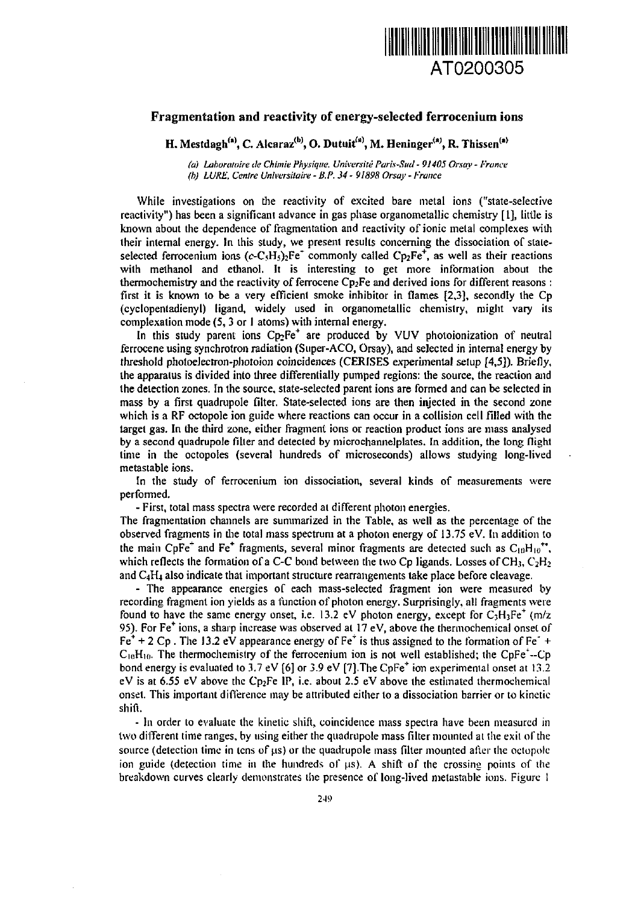AT0200305

# Fragmentation and reactivity of energy-selected ferrocenium ions

**H. Mestdagh[(a)], C. Alcaraz[(b)], O. Dutuit[(a)], M. Heninger[(a)], R. Thissen[(a)]**

*(a) Laboratoire de Chimie Physique, Université Paris-Sud - 91405 Orsay - France*
*(b) LURE, Centre Universitaire - B.P. 34 - 91898 Orsay - France*

While investigations on the reactivity of excited bare metal ions ("state-selective reactivity") has been a significant advance in gas phase organometallic chemistry [1], little is known about the dependence of fragmentation and reactivity of ionic metal complexes with their internal energy. In this study, we present results concerning the dissociation of state-selected ferrocenium ions $(c\text{-}C_5H_5)_2Fe^+$ commonly called $Cp_2Fe^+$, as well as their reactions with methanol and ethanol. It is interesting to get more information about the thermochemistry and the reactivity of ferrocene $Cp_2Fe$ and derived ions for different reasons : first it is known to be a very efficient smoke inhibitor in flames [2,3], secondly the Cp (cyclopentadienyl) ligand, widely used in organometallic chemistry, might vary its complexation mode (5, 3 or 1 atoms) with internal energy.

In this study parent ions $Cp_2Fe^+$ are produced by VUV photoionization of neutral ferrocene using synchrotron radiation (Super-ACO, Orsay), and selected in internal energy by threshold photoelectron-photoion coincidences (CERISES experimental setup [4,5]). Briefly, the apparatus is divided into three differentially pumped regions: the source, the reaction and the detection zones. In the source, state-selected parent ions are formed and can be selected in mass by a first quadrupole filter. State-selected ions are then injected in the second zone which is a RF octopole ion guide where reactions can occur in a collision cell filled with the target gas. In the third zone, either fragment ions or reaction product ions are mass analysed by a second quadrupole filter and detected by microchannelplates. In addition, the long flight time in the octopoles (several hundreds of microseconds) allows studying long-lived metastable ions.

In the study of ferrocenium ion dissociation, several kinds of measurements were performed.

- First, total mass spectra were recorded at different photon energies.

The fragmentation channels are summarized in the Table, as well as the percentage of the observed fragments in the total mass spectrum at a photon energy of 13.75 eV. In addition to the main $CpFe^+$ and $Fe^+$ fragments, several minor fragments are detected such as $C_{10}H_{10}^{+\bullet}$, which reflects the formation of a C-C bond between the two Cp ligands. Losses of $CH_3$, $C_2H_2$ and $C_4H_4$ also indicate that important structure rearrangements take place before cleavage.

- The appearance energies of each mass-selected fragment ion were measured by recording fragment ion yields as a function of photon energy. Surprisingly, all fragments were found to have the same energy onset, i.e. 13.2 eV photon energy, except for $C_3H_3Fe^+$ (m/z 95). For $Fe^+$ ions, a sharp increase was observed at 17 eV, above the thermochemical onset of $Fe^+ + 2\ Cp$. The 13.2 eV appearance energy of $Fe^+$ is thus assigned to the formation of $Fe^+ + C_{10}H_{10}$. The thermochemistry of the ferrocenium ion is not well established; the $CpFe^+$--Cp bond energy is evaluated to 3.7 eV [6] or 3.9 eV [7]. The $CpFe^+$ ion experimental onset at 13.2 eV is at 6.55 eV above the $Cp_2Fe$ IP, i.e. about 2.5 eV above the estimated thermochemical onset. This important difference may be attributed either to a dissociation barrier or to kinetic shift.

- In order to evaluate the kinetic shift, coincidence mass spectra have been measured in two different time ranges, by using either the quadrupole mass filter mounted at the exit of the source (detection time in tens of µs) or the quadrupole mass filter mounted after the octopole ion guide (detection time in the hundreds of µs). A shift of the crossing points of the breakdown curves clearly demonstrates the presence of long-lived metastable ions. Figure 1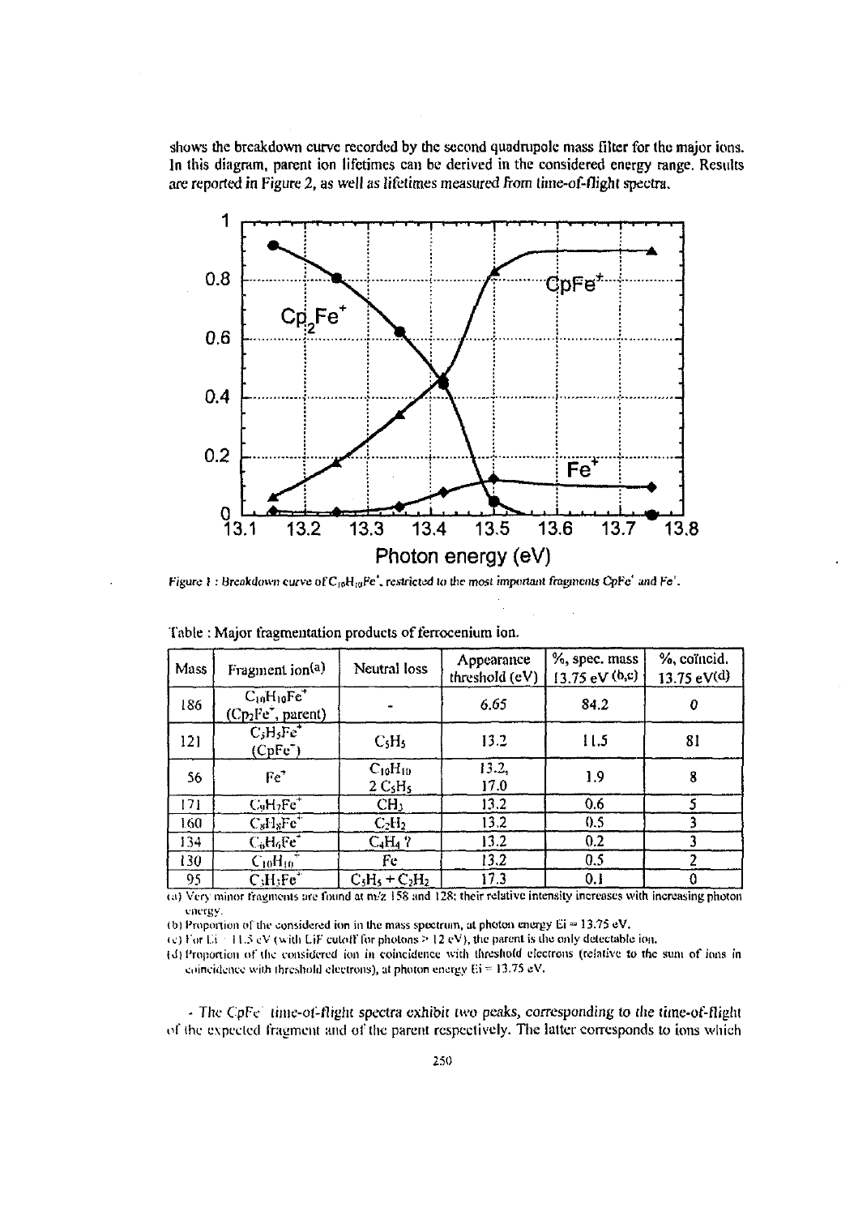shows the breakdown curve recorded by the second quadrupole mass filter for the major ions. In this diagram, parent ion lifetimes can be derived in the considered energy range. Results are reported in Figure 2, as well as lifetimes measured from time-of-flight spectra.

*Figure 1 : Breakdown curve of $C_{10}H_{10}Fe^+$, restricted to the most important fragments $CpFe^+$ and $Fe^+$.*

Table : Major fragmentation products of ferrocenium ion.

| Mass | Fragment ion[(a)] | Neutral loss | Appearance threshold (eV) | %, spec. mass 13.75 eV[(b,c)] | %, coïncid. 13.75 eV[(d)] |
|---|---|---|---|---|---|
| 186 | $C_{10}H_{10}Fe^+$ ($Cp_2Fe^+$, parent) | - | 6.65 | 84.2 | 0 |
| 121 | $C_5H_5Fe^+$ ($CpFe^+$) | $C_5H_5$ | 13.2 | 11.5 | 81 |
| 56 | $Fe^+$ | $C_{10}H_{10}$ <br> 2 $C_5H_5$ | 13.2, <br> 17.0 | 1.9 | 8 |
| 171 | $C_9H_7Fe^+$ | $CH_3$ | 13.2 | 0.6 | 5 |
| 160 | $C_8H_8Fe^+$ | $C_2H_2$ | 13.2 | 0.5 | 3 |
| 134 | $C_6H_6Fe^+$ | $C_4H_4$ ? | 13.2 | 0.2 | 3 |
| 130 | $C_{10}H_{10}^+$ | Fe | 13.2 | 0.5 | 2 |
| 95 | $C_3H_3Fe^+$ | $C_5H_5 + C_2H_2$ | 17.3 | 0.1 | 0 |

(a) Very minor fragments are found at m/z 158 and 128; their relative intensity increases with increasing photon energy.

(b) Proportion of the considered ion in the mass spectrum, at photon energy Ei = 13.75 eV.

(c) For Ei < 11.5 eV (with LiF cutoff for photons > 12 eV), the parent is the only detectable ion.

(d) Proportion of the considered ion in coincidence with threshold electrons (relative to the sum of ions in coincidence with threshold electrons), at photon energy Ei = 13.75 eV.

- *The $CpFe^+$ time-of-flight spectra exhibit two peaks, corresponding to the time-of-flight of the expected fragment and of the parent respectively. The latter corresponds to ions which*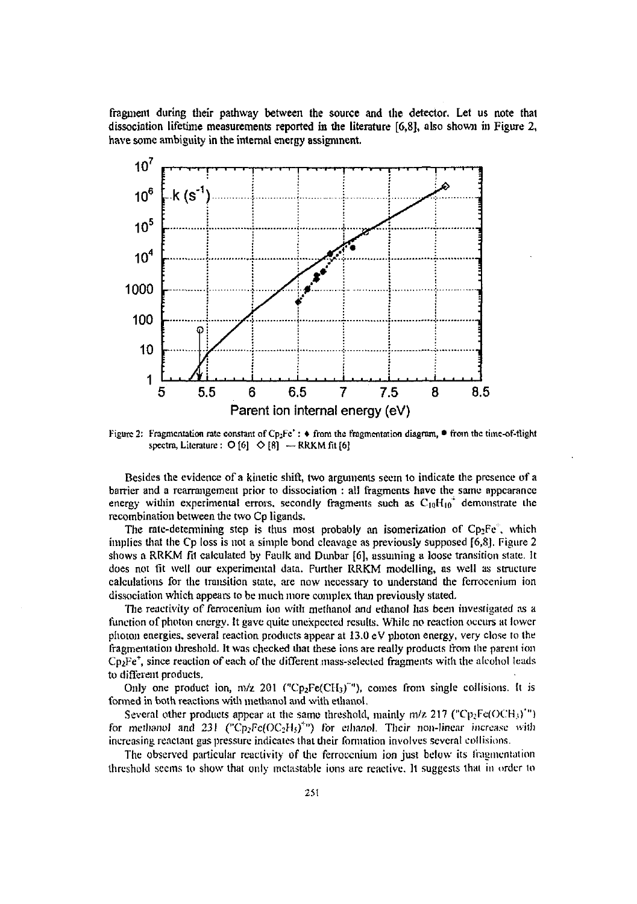fragment during their pathway between the source and the detector. Let us note that dissociation lifetime measurements reported in the literature [6,8], also shown in Figure 2, have some ambiguity in the internal energy assignment.

Figure 2: Fragmentation rate constant of $Cp_2Fe^+$ : ♦ from the fragmentation diagram, ● from the time-of-flight spectra, Literature : ○ [6] ◇ [8] — RRKM fit [6]

Besides the evidence of a kinetic shift, two arguments seem to indicate the presence of a barrier and a rearrangement prior to dissociation : all fragments have the same appearance energy within experimental errors, secondly fragments such as $C_{10}H_{10}^+$ demonstrate the recombination between the two Cp ligands.

The rate-determining step is thus most probably an isomerization of $Cp_2Fe^+$, which implies that the Cp loss is not a simple bond cleavage as previously supposed [6,8]. Figure 2 shows a RRKM fit calculated by Faulk and Dunbar [6], assuming a loose transition state. It does not fit well our experimental data. Further RRKM modelling, as well as structure calculations for the transition state, are now necessary to understand the ferrocenium ion dissociation which appears to be much more complex than previously stated.

The reactivity of ferrocenium ion with methanol and ethanol has been investigated as a function of photon energy. It gave quite unexpected results. While no reaction occurs at lower photon energies, several reaction products appear at 13.0 eV photon energy, very close to the fragmentation threshold. It was checked that these ions are really products from the parent ion $Cp_2Fe^+$, since reaction of each of the different mass-selected fragments with the alcohol leads to different products.

Only one product ion, m/z 201 ("$Cp_2Fe(CH_3)^+$"), comes from single collisions. It is formed in both reactions with methanol and with ethanol.

Several other products appear at the same threshold, mainly m/z 217 ("$Cp_2Fe(OCH_3)^+$") for methanol and 231 ("$Cp_2Fe(OC_2H_5)^+$") for ethanol. Their non-linear increase with increasing reactant gas pressure indicates that their formation involves several collisions.

The observed particular reactivity of the ferrocenium ion just below its fragmentation threshold seems to show that only metastable ions are reactive. It suggests that in order to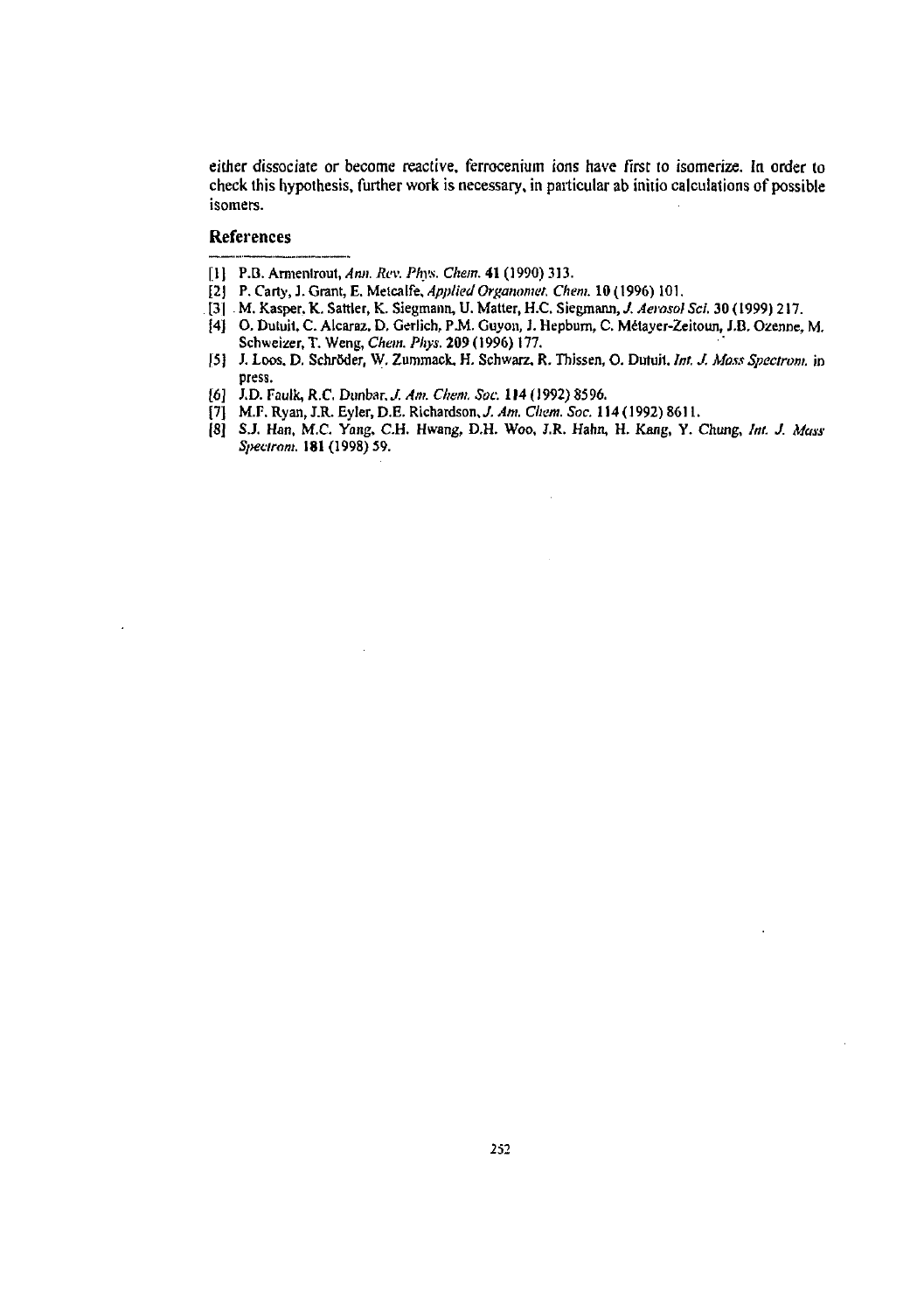either dissociate or become reactive, ferrocenium ions have first to isomerize. In order to check this hypothesis, further work is necessary, in particular ab initio calculations of possible isomers.

## References

[1] P.B. Armentrout, *Ann. Rev. Phys. Chem.* **41** (1990) 313.

[2] P. Carty, J. Grant, E. Metcalfe, *Applied Organomet. Chem.* **10** (1996) 101.

[3] M. Kasper, K. Sattler, K. Siegmann, U. Matter, H.C. Siegmann, *J. Aerosol Sci.* **30** (1999) 217.

[4] O. Dutuit, C. Alcaraz, D. Gerlich, P.M. Guyon, J. Hepburn, C. Métayer-Zeitoun, J.B. Ozenne, M. Schweizer, T. Weng, *Chem. Phys.* **209** (1996) 177.

[5] J. Loos, D. Schröder, W. Zummack, H. Schwarz, R. Thissen, O. Dutuit, *Int. J. Mass Spectrom.* in press.

[6] J.D. Faulk, R.C. Dunbar, *J. Am. Chem. Soc.* **114** (1992) 8596.

[7] M.F. Ryan, J.R. Eyler, D.E. Richardson, *J. Am. Chem. Soc.* **114** (1992) 8611.

[8] S.J. Han, M.C. Yang, C.H. Hwang, D.H. Woo, J.R. Hahn, H. Kang, Y. Chung, *Int. J. Mass Spectrom.* **181** (1998) 59.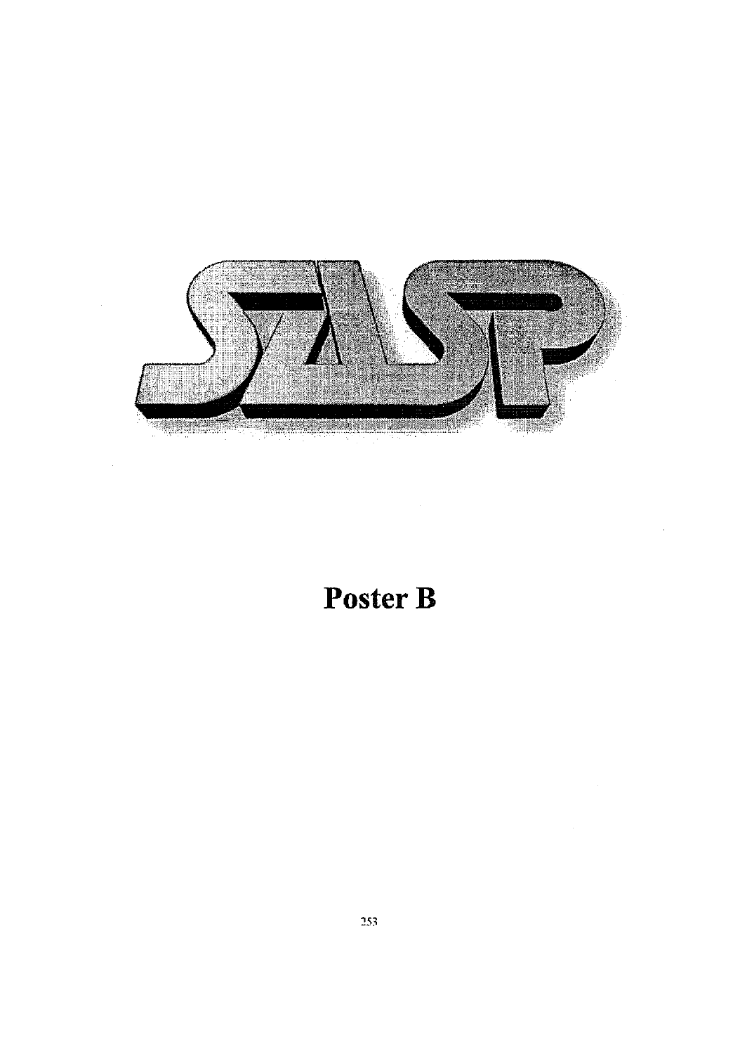# Poster B